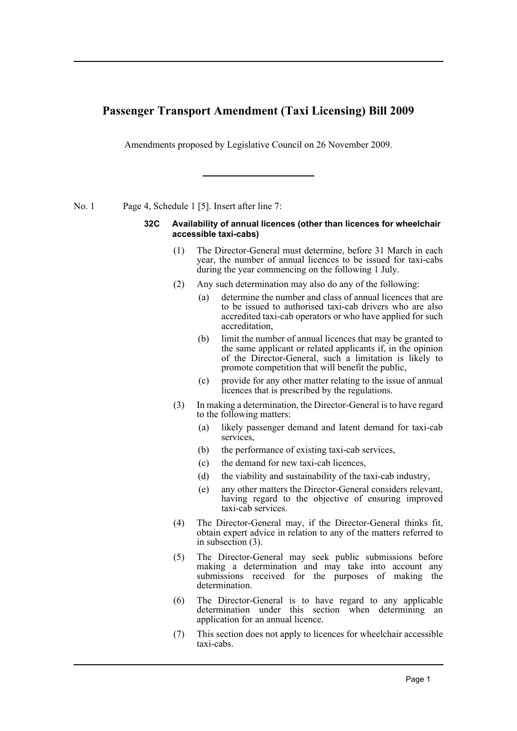# Passenger Transport Amendment (Taxi Licensing) Bill 2009

Amendments proposed by Legislative Council on 26 November 2009.

---

No. 1 Page 4, Schedule 1 [5]. Insert after line 7:

**32C Availability of annual licences (other than licences for wheelchair accessible taxi-cabs)**

(1) The Director-General must determine, before 31 March in each year, the number of annual licences to be issued for taxi-cabs during the year commencing on the following 1 July.

(2) Any such determination may also do any of the following:

(a) determine the number and class of annual licences that are to be issued to authorised taxi-cab drivers who are also accredited taxi-cab operators or who have applied for such accreditation,

(b) limit the number of annual licences that may be granted to the same applicant or related applicants if, in the opinion of the Director-General, such a limitation is likely to promote competition that will benefit the public,

(c) provide for any other matter relating to the issue of annual licences that is prescribed by the regulations.

(3) In making a determination, the Director-General is to have regard to the following matters:

(a) likely passenger demand and latent demand for taxi-cab services,

(b) the performance of existing taxi-cab services,

(c) the demand for new taxi-cab licences,

(d) the viability and sustainability of the taxi-cab industry,

(e) any other matters the Director-General considers relevant, having regard to the objective of ensuring improved taxi-cab services.

(4) The Director-General may, if the Director-General thinks fit, obtain expert advice in relation to any of the matters referred to in subsection (3).

(5) The Director-General may seek public submissions before making a determination and may take into account any submissions received for the purposes of making the determination.

(6) The Director-General is to have regard to any applicable determination under this section when determining an application for an annual licence.

(7) This section does not apply to licences for wheelchair accessible taxi-cabs.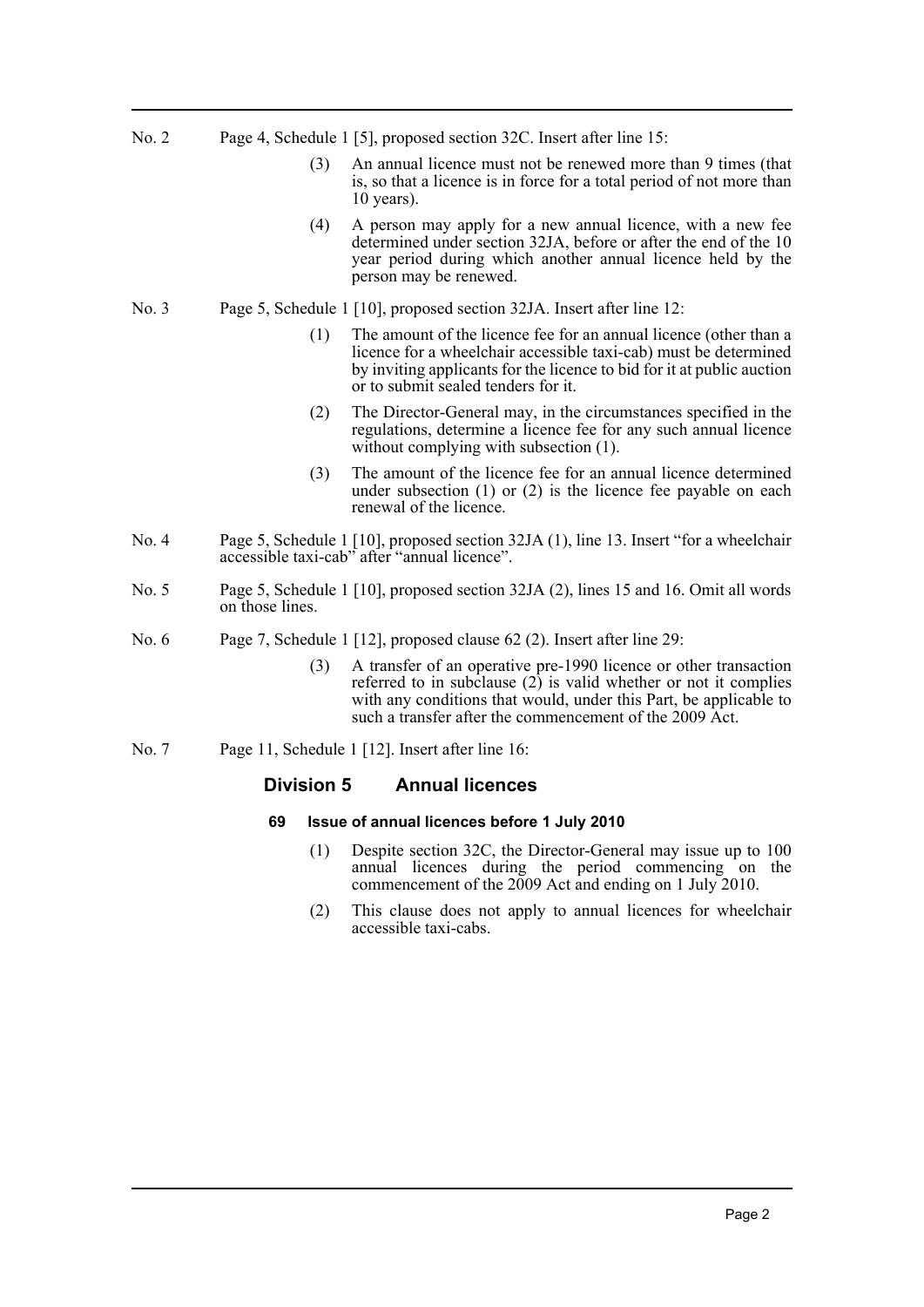No. 2 Page 4, Schedule 1 [5], proposed section 32C. Insert after line 15:

> (3) An annual licence must not be renewed more than 9 times (that is, so that a licence is in force for a total period of not more than 10 years).
>
> (4) A person may apply for a new annual licence, with a new fee determined under section 32JA, before or after the end of the 10 year period during which another annual licence held by the person may be renewed.

No. 3 Page 5, Schedule 1 [10], proposed section 32JA. Insert after line 12:

> (1) The amount of the licence fee for an annual licence (other than a licence for a wheelchair accessible taxi-cab) must be determined by inviting applicants for the licence to bid for it at public auction or to submit sealed tenders for it.
>
> (2) The Director-General may, in the circumstances specified in the regulations, determine a licence fee for any such annual licence without complying with subsection (1).
>
> (3) The amount of the licence fee for an annual licence determined under subsection (1) or (2) is the licence fee payable on each renewal of the licence.

No. 4 Page 5, Schedule 1 [10], proposed section 32JA (1), line 13. Insert "for a wheelchair accessible taxi-cab" after "annual licence".

No. 5 Page 5, Schedule 1 [10], proposed section 32JA (2), lines 15 and 16. Omit all words on those lines.

No. 6 Page 7, Schedule 1 [12], proposed clause 62 (2). Insert after line 29:

> (3) A transfer of an operative pre-1990 licence or other transaction referred to in subclause (2) is valid whether or not it complies with any conditions that would, under this Part, be applicable to such a transfer after the commencement of the 2009 Act.

No. 7 Page 11, Schedule 1 [12]. Insert after line 16:

## Division 5 Annual licences

### 69 Issue of annual licences before 1 July 2010

> (1) Despite section 32C, the Director-General may issue up to 100 annual licences during the period commencing on the commencement of the 2009 Act and ending on 1 July 2010.
>
> (2) This clause does not apply to annual licences for wheelchair accessible taxi-cabs.